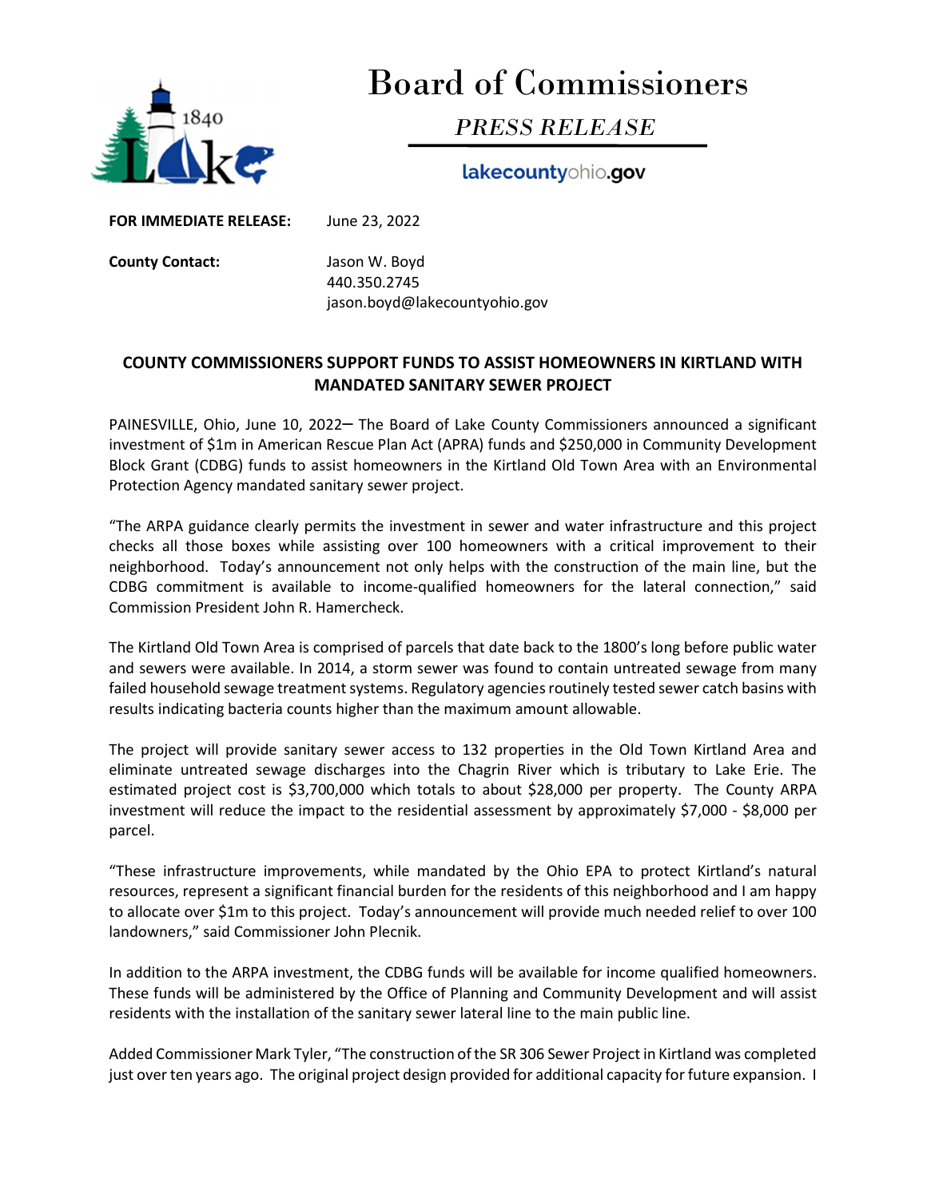# Board of Commissioners

## *PRESS RELEASE*

lakecountyohio.gov

**FOR IMMEDIATE RELEASE:** June 23, 2022

**County Contact:** Jason W. Boyd
440.350.2745
jason.boyd@lakecountyohio.gov

**COUNTY COMMISSIONERS SUPPORT FUNDS TO ASSIST HOMEOWNERS IN KIRTLAND WITH MANDATED SANITARY SEWER PROJECT**

PAINESVILLE, Ohio, June 10, 2022– The Board of Lake County Commissioners announced a significant investment of $1m in American Rescue Plan Act (APRA) funds and $250,000 in Community Development Block Grant (CDBG) funds to assist homeowners in the Kirtland Old Town Area with an Environmental Protection Agency mandated sanitary sewer project.

"The ARPA guidance clearly permits the investment in sewer and water infrastructure and this project checks all those boxes while assisting over 100 homeowners with a critical improvement to their neighborhood. Today's announcement not only helps with the construction of the main line, but the CDBG commitment is available to income-qualified homeowners for the lateral connection," said Commission President John R. Hamercheck.

The Kirtland Old Town Area is comprised of parcels that date back to the 1800's long before public water and sewers were available. In 2014, a storm sewer was found to contain untreated sewage from many failed household sewage treatment systems. Regulatory agencies routinely tested sewer catch basins with results indicating bacteria counts higher than the maximum amount allowable.

The project will provide sanitary sewer access to 132 properties in the Old Town Kirtland Area and eliminate untreated sewage discharges into the Chagrin River which is tributary to Lake Erie. The estimated project cost is $3,700,000 which totals to about $28,000 per property. The County ARPA investment will reduce the impact to the residential assessment by approximately $7,000 - $8,000 per parcel.

"These infrastructure improvements, while mandated by the Ohio EPA to protect Kirtland's natural resources, represent a significant financial burden for the residents of this neighborhood and I am happy to allocate over $1m to this project. Today's announcement will provide much needed relief to over 100 landowners," said Commissioner John Plecnik.

In addition to the ARPA investment, the CDBG funds will be available for income qualified homeowners. These funds will be administered by the Office of Planning and Community Development and will assist residents with the installation of the sanitary sewer lateral line to the main public line.

Added Commissioner Mark Tyler, "The construction of the SR 306 Sewer Project in Kirtland was completed just over ten years ago. The original project design provided for additional capacity for future expansion. I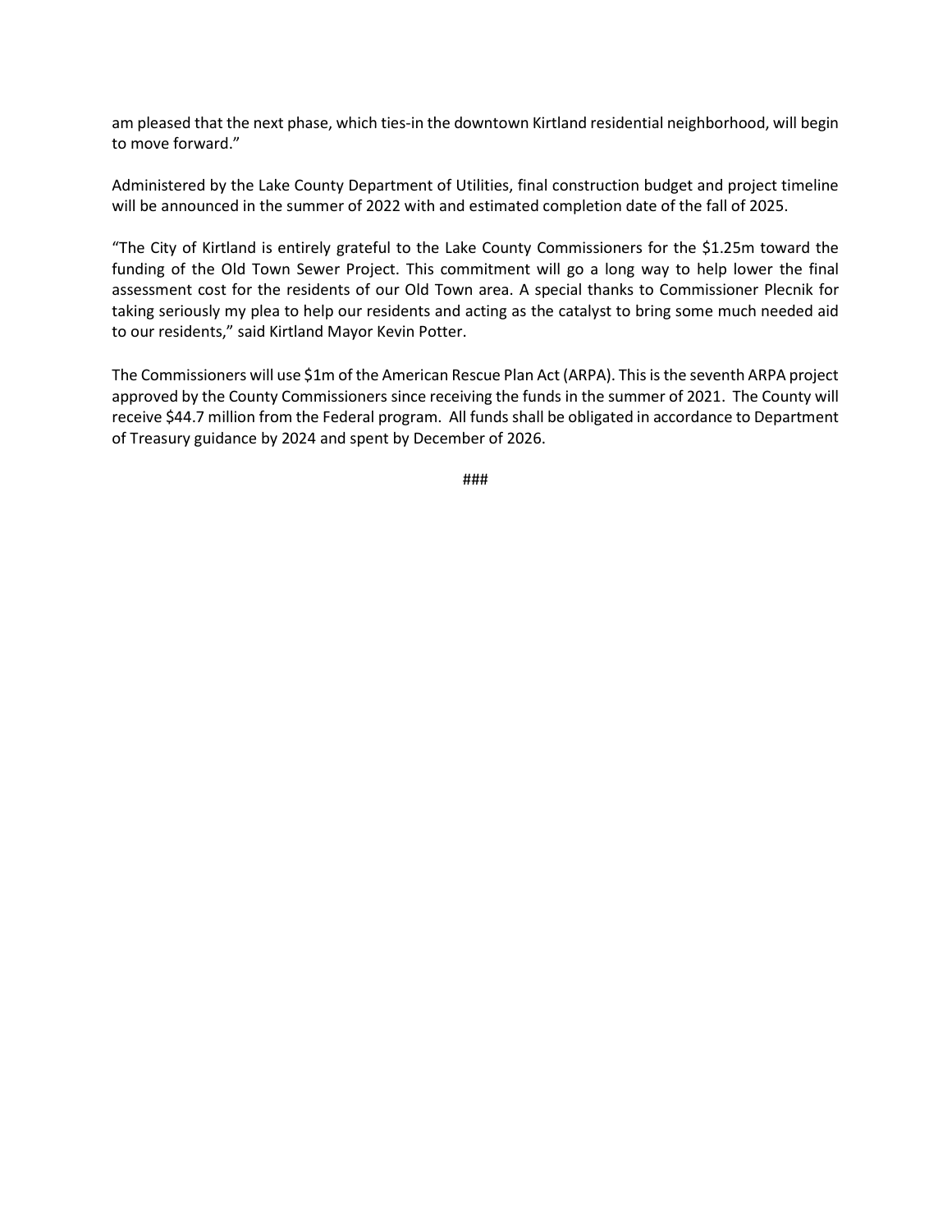am pleased that the next phase, which ties-in the downtown Kirtland residential neighborhood, will begin to move forward."

Administered by the Lake County Department of Utilities, final construction budget and project timeline will be announced in the summer of 2022 with and estimated completion date of the fall of 2025.

"The City of Kirtland is entirely grateful to the Lake County Commissioners for the $1.25m toward the funding of the Old Town Sewer Project. This commitment will go a long way to help lower the final assessment cost for the residents of our Old Town area. A special thanks to Commissioner Plecnik for taking seriously my plea to help our residents and acting as the catalyst to bring some much needed aid to our residents," said Kirtland Mayor Kevin Potter.

The Commissioners will use $1m of the American Rescue Plan Act (ARPA). This is the seventh ARPA project approved by the County Commissioners since receiving the funds in the summer of 2021. The County will receive $44.7 million from the Federal program. All funds shall be obligated in accordance to Department of Treasury guidance by 2024 and spent by December of 2026.

###